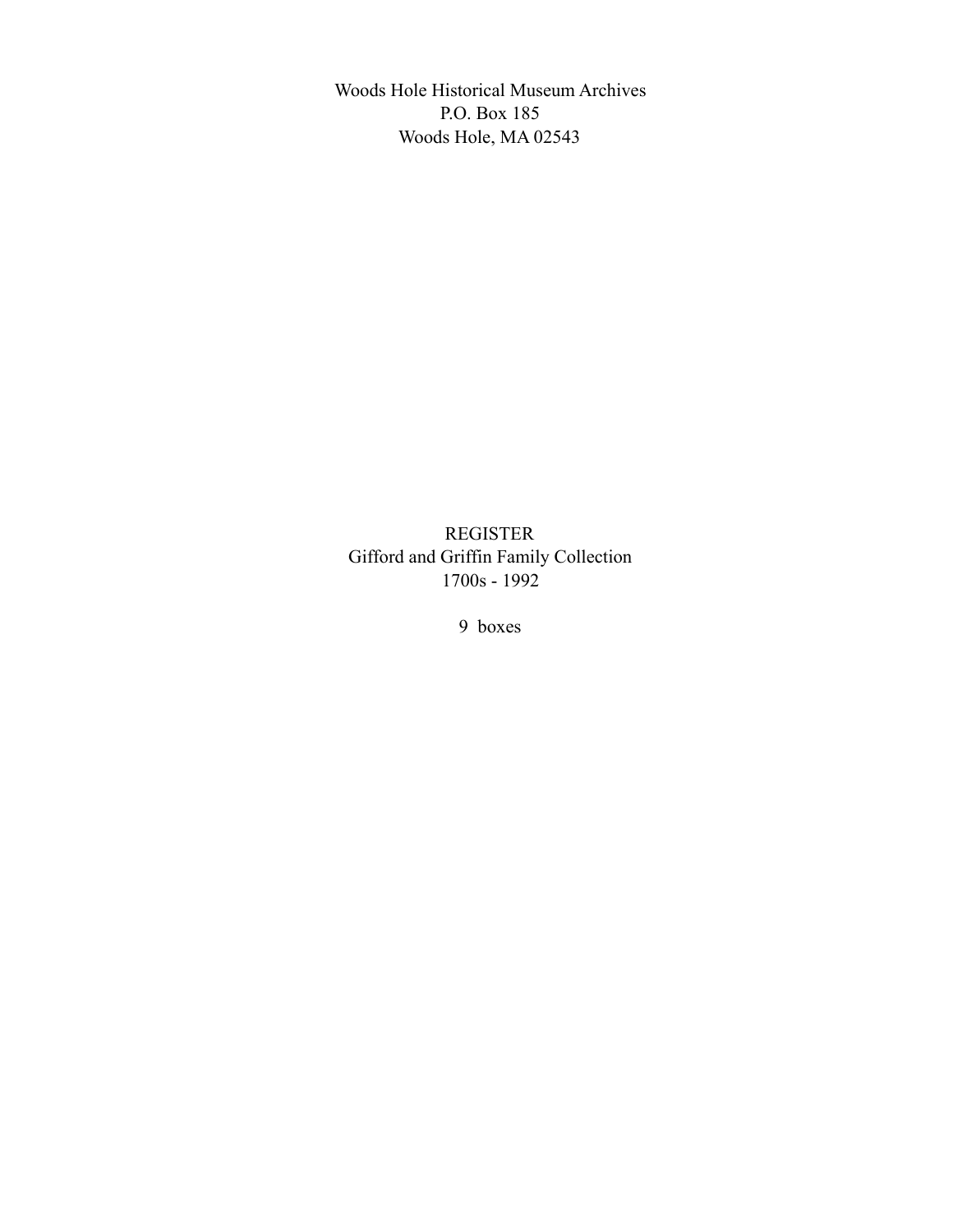Woods Hole Historical Museum Archives
P.O. Box 185
Woods Hole, MA 02543

# REGISTER
## Gifford and Griffin Family Collection
1700s - 1992

9 boxes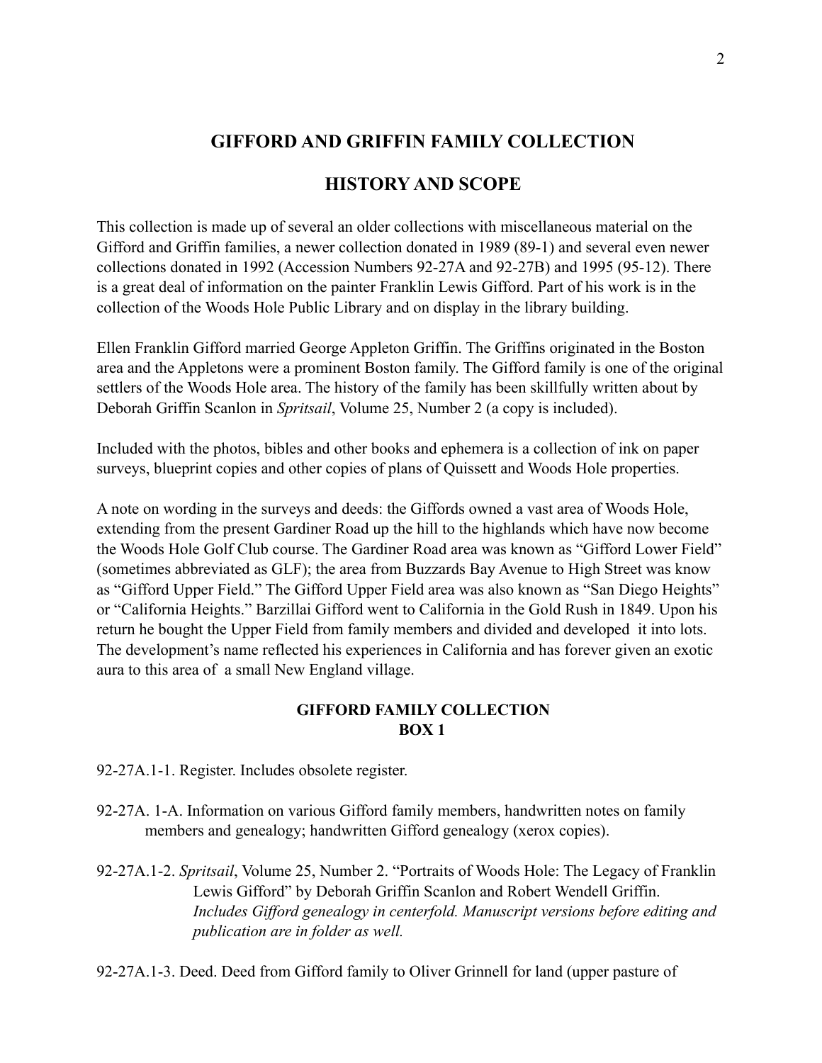# GIFFORD AND GRIFFIN FAMILY COLLECTION

## HISTORY AND SCOPE

This collection is made up of several an older collections with miscellaneous material on the Gifford and Griffin families, a newer collection donated in 1989 (89-1) and several even newer collections donated in 1992 (Accession Numbers 92-27A and 92-27B) and 1995 (95-12). There is a great deal of information on the painter Franklin Lewis Gifford. Part of his work is in the collection of the Woods Hole Public Library and on display in the library building.

Ellen Franklin Gifford married George Appleton Griffin. The Griffins originated in the Boston area and the Appletons were a prominent Boston family. The Gifford family is one of the original settlers of the Woods Hole area. The history of the family has been skillfully written about by Deborah Griffin Scanlon in *Spritsail*, Volume 25, Number 2 (a copy is included).

Included with the photos, bibles and other books and ephemera is a collection of ink on paper surveys, blueprint copies and other copies of plans of Quissett and Woods Hole properties.

A note on wording in the surveys and deeds: the Giffords owned a vast area of Woods Hole, extending from the present Gardiner Road up the hill to the highlands which have now become the Woods Hole Golf Club course. The Gardiner Road area was known as "Gifford Lower Field" (sometimes abbreviated as GLF); the area from Buzzards Bay Avenue to High Street was know as "Gifford Upper Field." The Gifford Upper Field area was also known as "San Diego Heights" or "California Heights." Barzillai Gifford went to California in the Gold Rush in 1849. Upon his return he bought the Upper Field from family members and divided and developed it into lots. The development's name reflected his experiences in California and has forever given an exotic aura to this area of a small New England village.

### GIFFORD FAMILY COLLECTION
### BOX 1

92-27A.1-1. Register. Includes obsolete register.

92-27A. 1-A. Information on various Gifford family members, handwritten notes on family members and genealogy; handwritten Gifford genealogy (xerox copies).

92-27A.1-2. *Spritsail*, Volume 25, Number 2. "Portraits of Woods Hole: The Legacy of Franklin Lewis Gifford" by Deborah Griffin Scanlon and Robert Wendell Griffin. *Includes Gifford genealogy in centerfold. Manuscript versions before editing and publication are in folder as well.*

92-27A.1-3. Deed. Deed from Gifford family to Oliver Grinnell for land (upper pasture of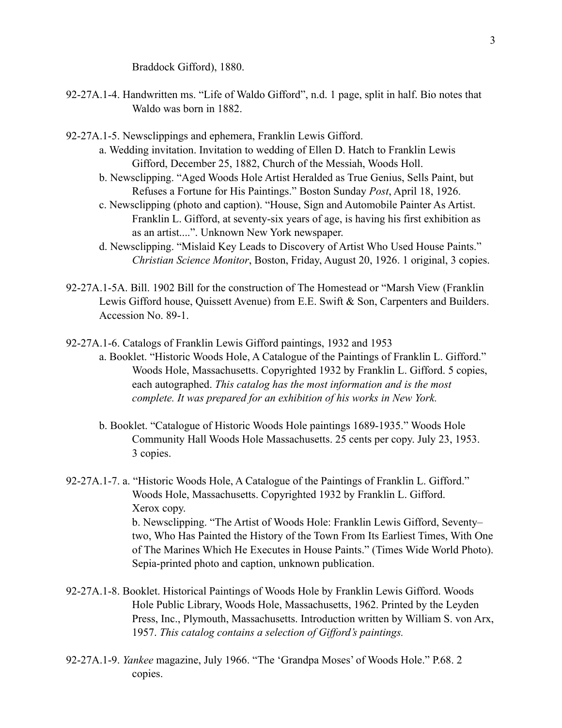Braddock Gifford), 1880.

92-27A.1-4. Handwritten ms. "Life of Waldo Gifford", n.d. 1 page, split in half. Bio notes that Waldo was born in 1882.

92-27A.1-5. Newsclippings and ephemera, Franklin Lewis Gifford.

a. Wedding invitation. Invitation to wedding of Ellen D. Hatch to Franklin Lewis Gifford, December 25, 1882, Church of the Messiah, Woods Holl.

b. Newsclipping. "Aged Woods Hole Artist Heralded as True Genius, Sells Paint, but Refuses a Fortune for His Paintings." Boston Sunday *Post*, April 18, 1926.

c. Newsclipping (photo and caption). "House, Sign and Automobile Painter As Artist. Franklin L. Gifford, at seventy-six years of age, is having his first exhibition as as an artist....". Unknown New York newspaper.

d. Newsclipping. "Mislaid Key Leads to Discovery of Artist Who Used House Paints." *Christian Science Monitor*, Boston, Friday, August 20, 1926. 1 original, 3 copies.

92-27A.1-5A. Bill. 1902 Bill for the construction of The Homestead or "Marsh View (Franklin Lewis Gifford house, Quissett Avenue) from E.E. Swift & Son, Carpenters and Builders. Accession No. 89-1.

92-27A.1-6. Catalogs of Franklin Lewis Gifford paintings, 1932 and 1953

a. Booklet. "Historic Woods Hole, A Catalogue of the Paintings of Franklin L. Gifford." Woods Hole, Massachusetts. Copyrighted 1932 by Franklin L. Gifford. 5 copies, each autographed. *This catalog has the most information and is the most complete. It was prepared for an exhibition of his works in New York.*

b. Booklet. "Catalogue of Historic Woods Hole paintings 1689-1935." Woods Hole Community Hall Woods Hole Massachusetts. 25 cents per copy. July 23, 1953. 3 copies.

92-27A.1-7. a. "Historic Woods Hole, A Catalogue of the Paintings of Franklin L. Gifford." Woods Hole, Massachusetts. Copyrighted 1932 by Franklin L. Gifford. Xerox copy.

b. Newsclipping. "The Artist of Woods Hole: Franklin Lewis Gifford, Seventy–two, Who Has Painted the History of the Town From Its Earliest Times, With One of The Marines Which He Executes in House Paints." (Times Wide World Photo). Sepia-printed photo and caption, unknown publication.

92-27A.1-8. Booklet. Historical Paintings of Woods Hole by Franklin Lewis Gifford. Woods Hole Public Library, Woods Hole, Massachusetts, 1962. Printed by the Leyden Press, Inc., Plymouth, Massachusetts. Introduction written by William S. von Arx, 1957. *This catalog contains a selection of Gifford's paintings.*

92-27A.1-9. *Yankee* magazine, July 1966. "The 'Grandpa Moses' of Woods Hole." P.68. 2 copies.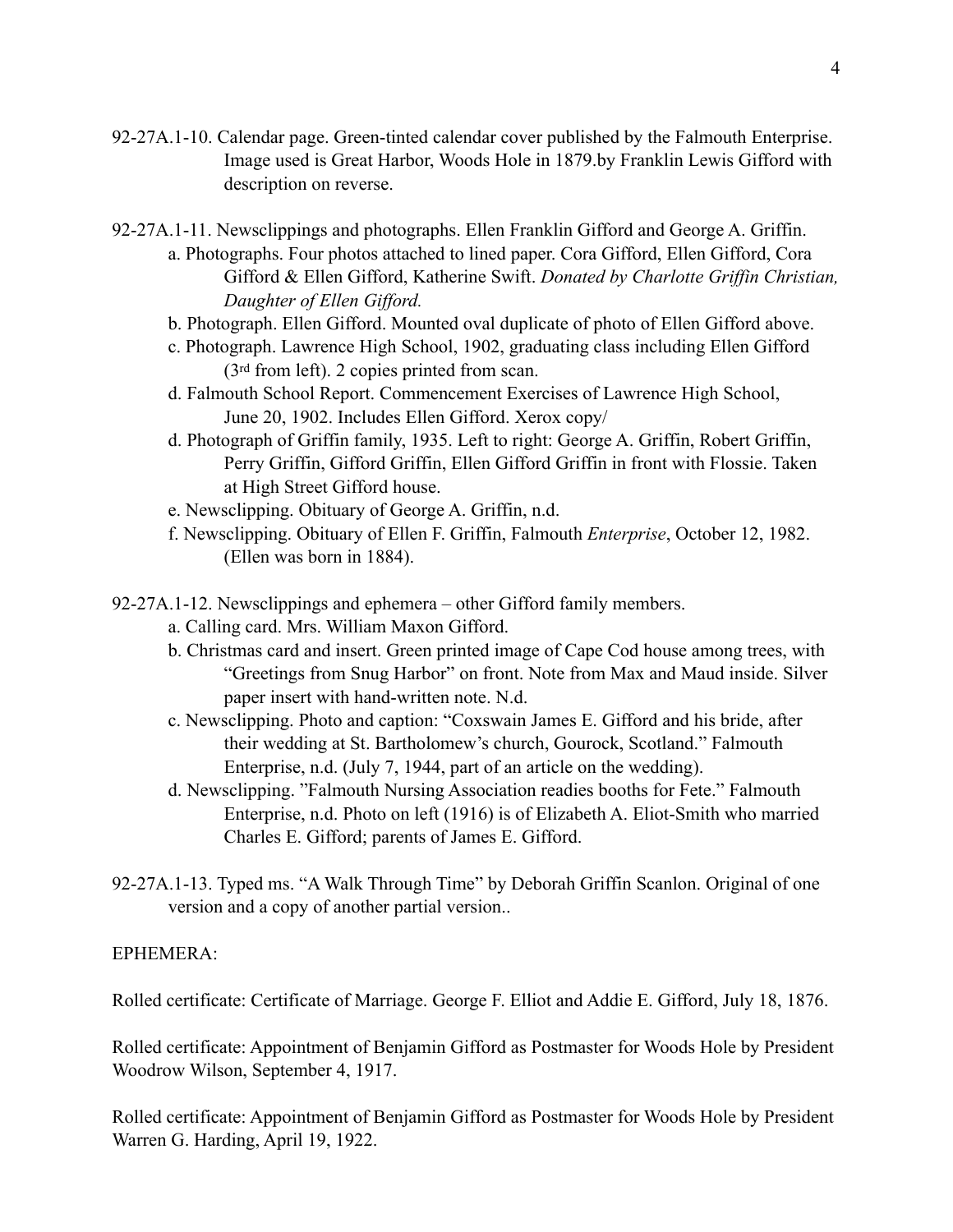92-27A.1-10. Calendar page. Green-tinted calendar cover published by the Falmouth Enterprise. Image used is Great Harbor, Woods Hole in 1879.by Franklin Lewis Gifford with description on reverse.

92-27A.1-11. Newsclippings and photographs. Ellen Franklin Gifford and George A. Griffin.

- a. Photographs. Four photos attached to lined paper. Cora Gifford, Ellen Gifford, Cora Gifford & Ellen Gifford, Katherine Swift. *Donated by Charlotte Griffin Christian, Daughter of Ellen Gifford.*
- b. Photograph. Ellen Gifford. Mounted oval duplicate of photo of Ellen Gifford above.
- c. Photograph. Lawrence High School, 1902, graduating class including Ellen Gifford (3rd from left). 2 copies printed from scan.
- d. Falmouth School Report. Commencement Exercises of Lawrence High School, June 20, 1902. Includes Ellen Gifford. Xerox copy/
- d. Photograph of Griffin family, 1935. Left to right: George A. Griffin, Robert Griffin, Perry Griffin, Gifford Griffin, Ellen Gifford Griffin in front with Flossie. Taken at High Street Gifford house.
- e. Newsclipping. Obituary of George A. Griffin, n.d.
- f. Newsclipping. Obituary of Ellen F. Griffin, Falmouth *Enterprise*, October 12, 1982. (Ellen was born in 1884).

92-27A.1-12. Newsclippings and ephemera – other Gifford family members.

- a. Calling card. Mrs. William Maxon Gifford.
- b. Christmas card and insert. Green printed image of Cape Cod house among trees, with "Greetings from Snug Harbor" on front. Note from Max and Maud inside. Silver paper insert with hand-written note. N.d.
- c. Newsclipping. Photo and caption: "Coxswain James E. Gifford and his bride, after their wedding at St. Bartholomew's church, Gourock, Scotland." Falmouth Enterprise, n.d. (July 7, 1944, part of an article on the wedding).
- d. Newsclipping. "Falmouth Nursing Association readies booths for Fete." Falmouth Enterprise, n.d. Photo on left (1916) is of Elizabeth A. Eliot-Smith who married Charles E. Gifford; parents of James E. Gifford.

92-27A.1-13. Typed ms. "A Walk Through Time" by Deborah Griffin Scanlon. Original of one version and a copy of another partial version..

EPHEMERA:

Rolled certificate: Certificate of Marriage. George F. Elliot and Addie E. Gifford, July 18, 1876.

Rolled certificate: Appointment of Benjamin Gifford as Postmaster for Woods Hole by President Woodrow Wilson, September 4, 1917.

Rolled certificate: Appointment of Benjamin Gifford as Postmaster for Woods Hole by President Warren G. Harding, April 19, 1922.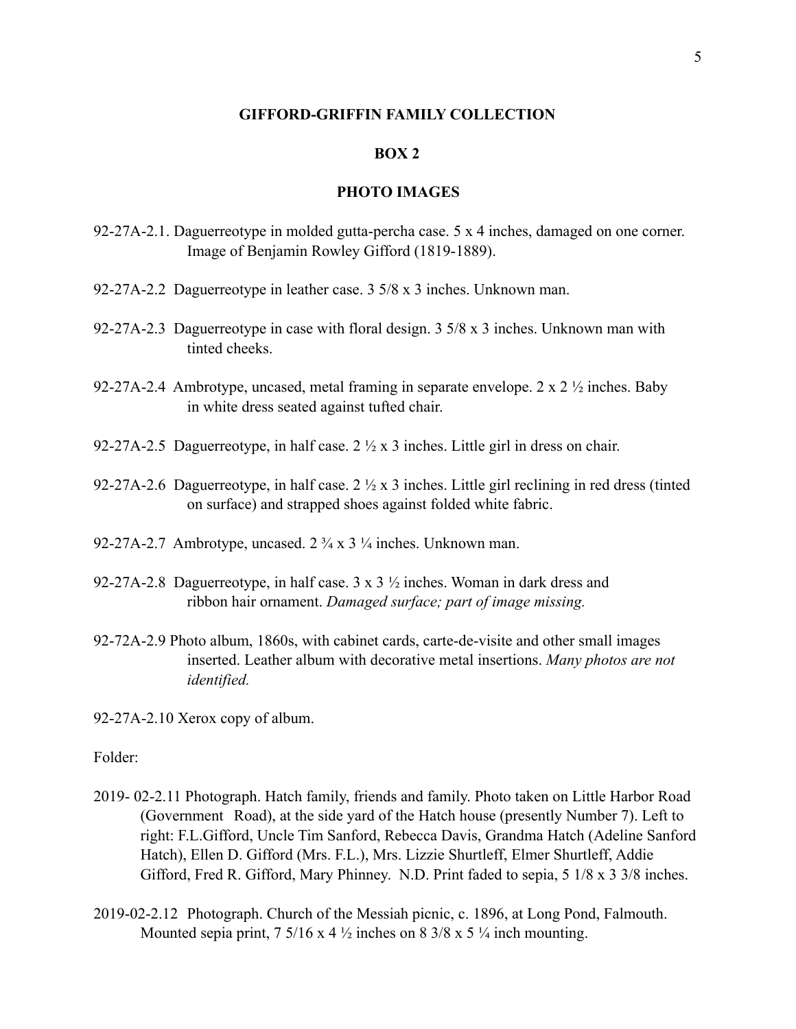**GIFFORD-GRIFFIN FAMILY COLLECTION**

**BOX 2**

**PHOTO IMAGES**

92-27A-2.1. Daguerreotype in molded gutta-percha case. 5 x 4 inches, damaged on one corner. Image of Benjamin Rowley Gifford (1819-1889).

92-27A-2.2 Daguerreotype in leather case. 3 5/8 x 3 inches. Unknown man.

92-27A-2.3 Daguerreotype in case with floral design. 3 5/8 x 3 inches. Unknown man with tinted cheeks.

92-27A-2.4 Ambrotype, uncased, metal framing in separate envelope. 2 x 2 ½ inches. Baby in white dress seated against tufted chair.

92-27A-2.5 Daguerreotype, in half case. 2 ½ x 3 inches. Little girl in dress on chair.

92-27A-2.6 Daguerreotype, in half case. 2 ½ x 3 inches. Little girl reclining in red dress (tinted on surface) and strapped shoes against folded white fabric.

92-27A-2.7 Ambrotype, uncased. 2 ¾ x 3 ¼ inches. Unknown man.

92-27A-2.8 Daguerreotype, in half case. 3 x 3 ½ inches. Woman in dark dress and ribbon hair ornament. *Damaged surface; part of image missing.*

92-72A-2.9 Photo album, 1860s, with cabinet cards, carte-de-visite and other small images inserted. Leather album with decorative metal insertions. *Many photos are not identified.*

92-27A-2.10 Xerox copy of album.

Folder:

2019- 02-2.11 Photograph. Hatch family, friends and family. Photo taken on Little Harbor Road (Government Road), at the side yard of the Hatch house (presently Number 7). Left to right: F.L.Gifford, Uncle Tim Sanford, Rebecca Davis, Grandma Hatch (Adeline Sanford Hatch), Ellen D. Gifford (Mrs. F.L.), Mrs. Lizzie Shurtleff, Elmer Shurtleff, Addie Gifford, Fred R. Gifford, Mary Phinney. N.D. Print faded to sepia, 5 1/8 x 3 3/8 inches.

2019-02-2.12 Photograph. Church of the Messiah picnic, c. 1896, at Long Pond, Falmouth. Mounted sepia print, 7 5/16 x 4 ½ inches on 8 3/8 x 5 ¼ inch mounting.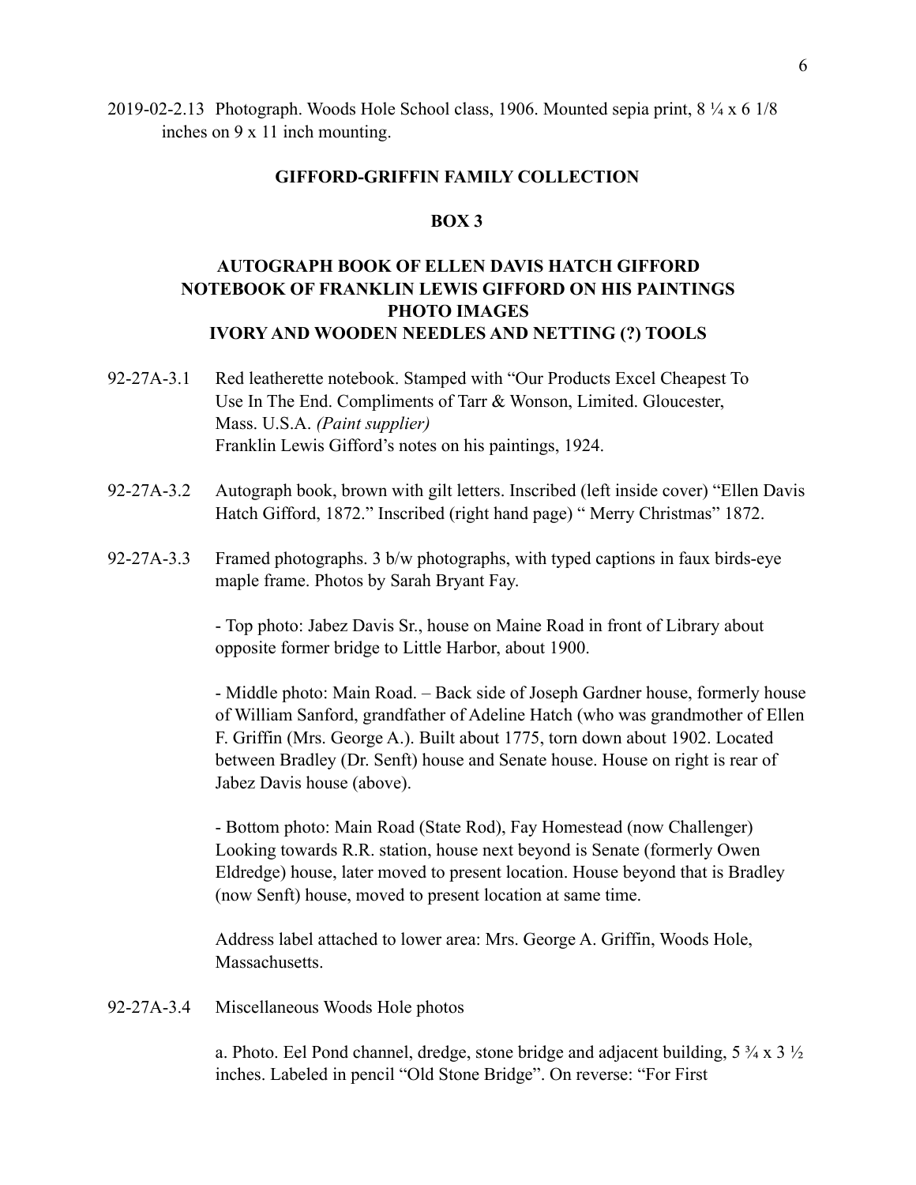2019-02-2.13 Photograph. Woods Hole School class, 1906. Mounted sepia print, 8 ¼ x 6 1/8 inches on 9 x 11 inch mounting.

## GIFFORD-GRIFFIN FAMILY COLLECTION

### BOX 3

### AUTOGRAPH BOOK OF ELLEN DAVIS HATCH GIFFORD
### NOTEBOOK OF FRANKLIN LEWIS GIFFORD ON HIS PAINTINGS
### PHOTO IMAGES
### IVORY AND WOODEN NEEDLES AND NETTING (?) TOOLS

92-27A-3.1 Red leatherette notebook. Stamped with "Our Products Excel Cheapest To Use In The End. Compliments of Tarr & Wonson, Limited. Gloucester, Mass. U.S.A. *(Paint supplier)*
Franklin Lewis Gifford's notes on his paintings, 1924.

92-27A-3.2 Autograph book, brown with gilt letters. Inscribed (left inside cover) "Ellen Davis Hatch Gifford, 1872." Inscribed (right hand page) " Merry Christmas" 1872.

92-27A-3.3 Framed photographs. 3 b/w photographs, with typed captions in faux birds-eye maple frame. Photos by Sarah Bryant Fay.

- Top photo: Jabez Davis Sr., house on Maine Road in front of Library about opposite former bridge to Little Harbor, about 1900.

- Middle photo: Main Road. – Back side of Joseph Gardner house, formerly house of William Sanford, grandfather of Adeline Hatch (who was grandmother of Ellen F. Griffin (Mrs. George A.). Built about 1775, torn down about 1902. Located between Bradley (Dr. Senft) house and Senate house. House on right is rear of Jabez Davis house (above).

- Bottom photo: Main Road (State Rod), Fay Homestead (now Challenger) Looking towards R.R. station, house next beyond is Senate (formerly Owen Eldredge) house, later moved to present location. House beyond that is Bradley (now Senft) house, moved to present location at same time.

Address label attached to lower area: Mrs. George A. Griffin, Woods Hole, Massachusetts.

92-27A-3.4 Miscellaneous Woods Hole photos

a. Photo. Eel Pond channel, dredge, stone bridge and adjacent building, 5 ¾ x 3 ½ inches. Labeled in pencil "Old Stone Bridge". On reverse: "For First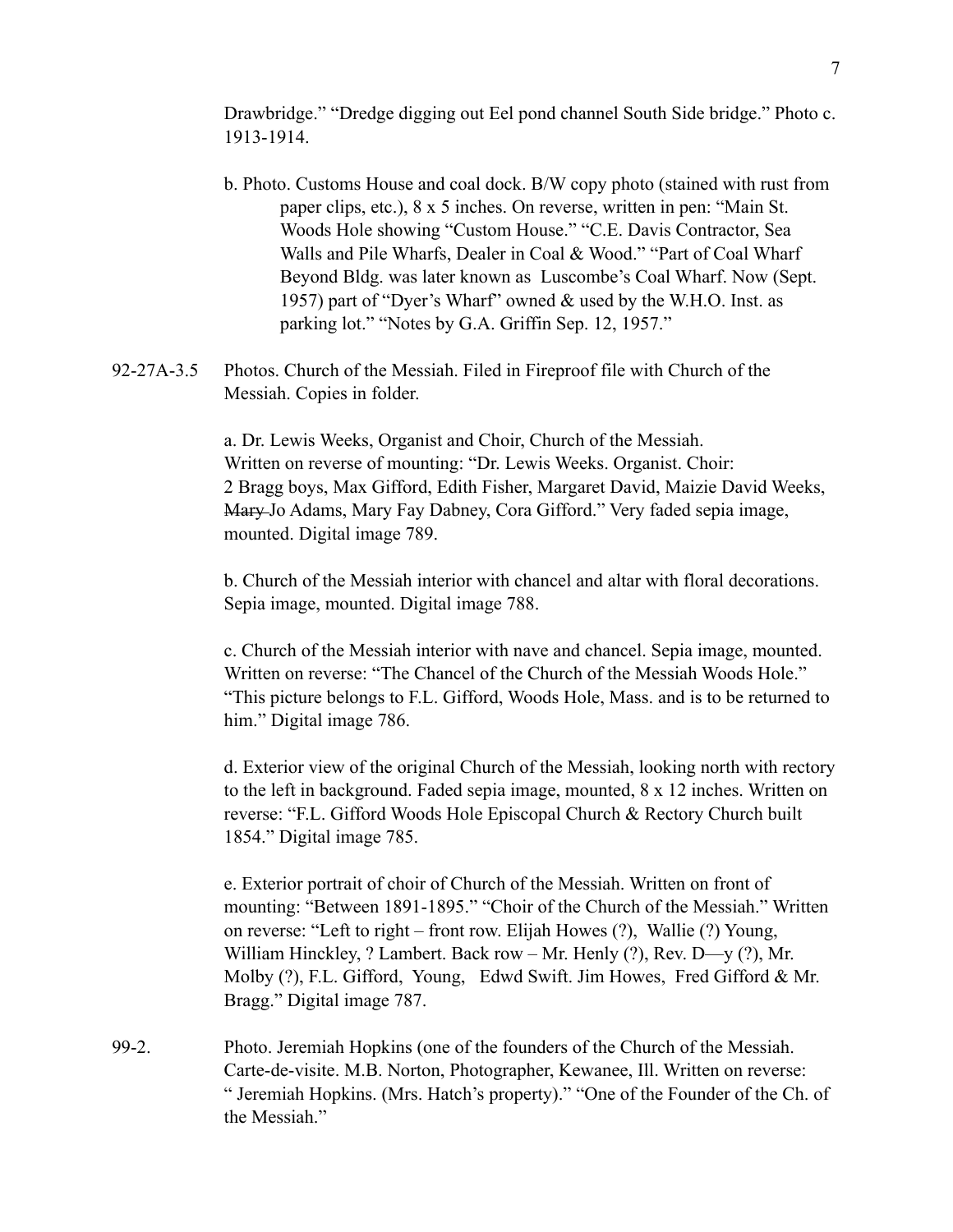Drawbridge." "Dredge digging out Eel pond channel South Side bridge." Photo c. 1913-1914.

b. Photo. Customs House and coal dock. B/W copy photo (stained with rust from paper clips, etc.), 8 x 5 inches. On reverse, written in pen: "Main St. Woods Hole showing "Custom House." "C.E. Davis Contractor, Sea Walls and Pile Wharfs, Dealer in Coal & Wood." "Part of Coal Wharf Beyond Bldg. was later known as Luscombe's Coal Wharf. Now (Sept. 1957) part of "Dyer's Wharf" owned & used by the W.H.O. Inst. as parking lot." "Notes by G.A. Griffin Sep. 12, 1957."

92-27A-3.5 Photos. Church of the Messiah. Filed in Fireproof file with Church of the Messiah. Copies in folder.

a. Dr. Lewis Weeks, Organist and Choir, Church of the Messiah. Written on reverse of mounting: "Dr. Lewis Weeks. Organist. Choir: 2 Bragg boys, Max Gifford, Edith Fisher, Margaret David, Maizie David Weeks, ~~Mary~~ Jo Adams, Mary Fay Dabney, Cora Gifford." Very faded sepia image, mounted. Digital image 789.

b. Church of the Messiah interior with chancel and altar with floral decorations. Sepia image, mounted. Digital image 788.

c. Church of the Messiah interior with nave and chancel. Sepia image, mounted. Written on reverse: "The Chancel of the Church of the Messiah Woods Hole." "This picture belongs to F.L. Gifford, Woods Hole, Mass. and is to be returned to him." Digital image 786.

d. Exterior view of the original Church of the Messiah, looking north with rectory to the left in background. Faded sepia image, mounted, 8 x 12 inches. Written on reverse: "F.L. Gifford Woods Hole Episcopal Church & Rectory Church built 1854." Digital image 785.

e. Exterior portrait of choir of Church of the Messiah. Written on front of mounting: "Between 1891-1895." "Choir of the Church of the Messiah." Written on reverse: "Left to right – front row. Elijah Howes (?), Wallie (?) Young, William Hinckley, ? Lambert. Back row – Mr. Henly (?), Rev. D—y (?), Mr. Molby (?), F.L. Gifford, Young, Edwd Swift. Jim Howes, Fred Gifford & Mr. Bragg." Digital image 787.

99-2. Photo. Jeremiah Hopkins (one of the founders of the Church of the Messiah. Carte-de-visite. M.B. Norton, Photographer, Kewanee, Ill. Written on reverse: " Jeremiah Hopkins. (Mrs. Hatch's property)." "One of the Founder of the Ch. of the Messiah."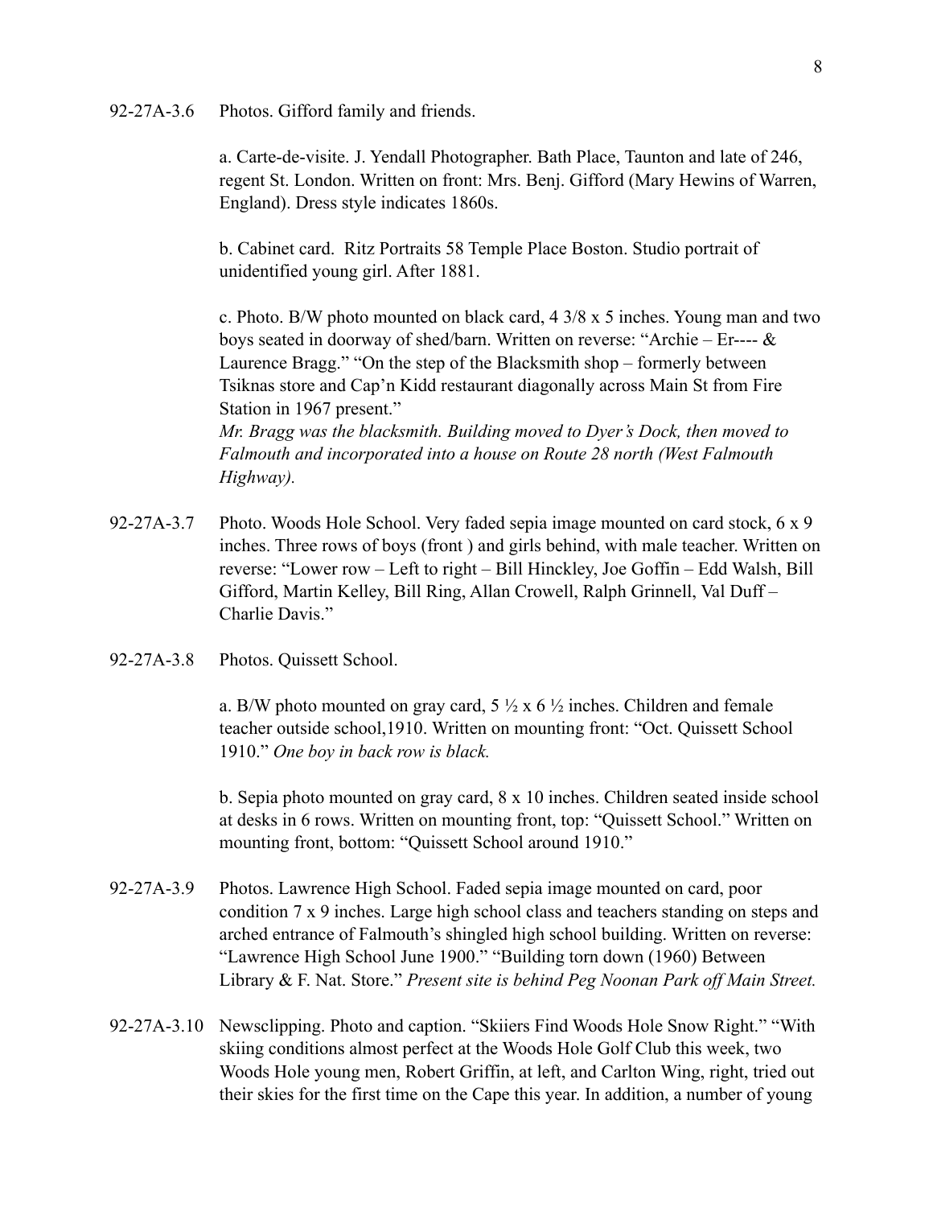92-27A-3.6 Photos. Gifford family and friends.

a. Carte-de-visite. J. Yendall Photographer. Bath Place, Taunton and late of 246, regent St. London. Written on front: Mrs. Benj. Gifford (Mary Hewins of Warren, England). Dress style indicates 1860s.

b. Cabinet card. Ritz Portraits 58 Temple Place Boston. Studio portrait of unidentified young girl. After 1881.

c. Photo. B/W photo mounted on black card, 4 3/8 x 5 inches. Young man and two boys seated in doorway of shed/barn. Written on reverse: “Archie – Er---- & Laurence Bragg.” “On the step of the Blacksmith shop – formerly between Tsiknas store and Cap’n Kidd restaurant diagonally across Main St from Fire Station in 1967 present.”
*Mr. Bragg was the blacksmith. Building moved to Dyer’s Dock, then moved to Falmouth and incorporated into a house on Route 28 north (West Falmouth Highway).*

92-27A-3.7 Photo. Woods Hole School. Very faded sepia image mounted on card stock, 6 x 9 inches. Three rows of boys (front ) and girls behind, with male teacher. Written on reverse: “Lower row – Left to right – Bill Hinckley, Joe Goffin – Edd Walsh, Bill Gifford, Martin Kelley, Bill Ring, Allan Crowell, Ralph Grinnell, Val Duff – Charlie Davis.”

92-27A-3.8 Photos. Quissett School.

a. B/W photo mounted on gray card, 5 ½ x 6 ½ inches. Children and female teacher outside school,1910. Written on mounting front: “Oct. Quissett School 1910.” *One boy in back row is black.*

b. Sepia photo mounted on gray card, 8 x 10 inches. Children seated inside school at desks in 6 rows. Written on mounting front, top: “Quissett School.” Written on mounting front, bottom: “Quissett School around 1910.”

92-27A-3.9 Photos. Lawrence High School. Faded sepia image mounted on card, poor condition 7 x 9 inches. Large high school class and teachers standing on steps and arched entrance of Falmouth’s shingled high school building. Written on reverse: “Lawrence High School June 1900.” “Building torn down (1960) Between Library & F. Nat. Store.” *Present site is behind Peg Noonan Park off Main Street.*

92-27A-3.10 Newsclipping. Photo and caption. “Skiiers Find Woods Hole Snow Right.” “With skiing conditions almost perfect at the Woods Hole Golf Club this week, two Woods Hole young men, Robert Griffin, at left, and Carlton Wing, right, tried out their skies for the first time on the Cape this year. In addition, a number of young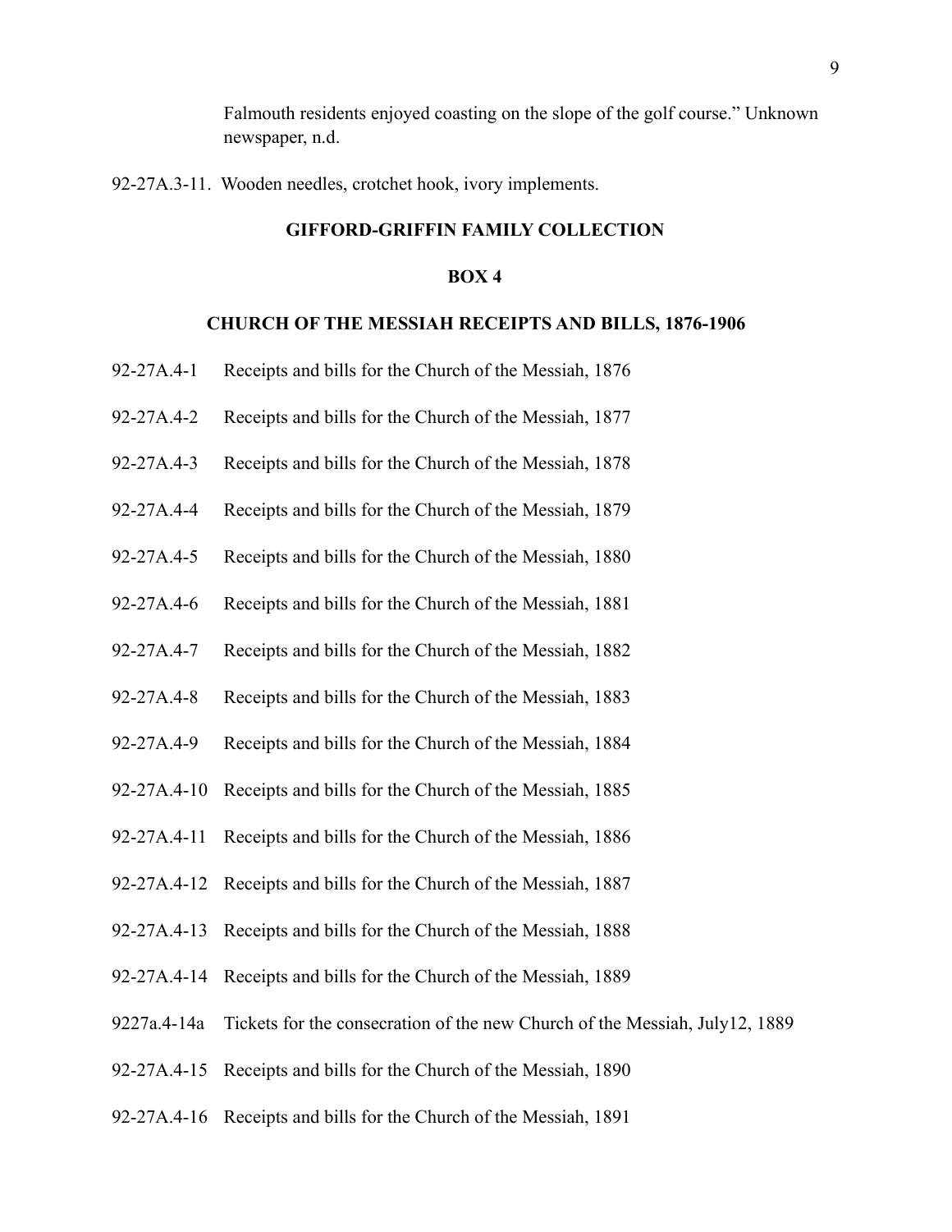Falmouth residents enjoyed coasting on the slope of the golf course." Unknown newspaper, n.d.

92-27A.3-11. Wooden needles, crotchet hook, ivory implements.

## GIFFORD-GRIFFIN FAMILY COLLECTION

## BOX 4

## CHURCH OF THE MESSIAH RECEIPTS AND BILLS, 1876-1906

92-27A.4-1 Receipts and bills for the Church of the Messiah, 1876

92-27A.4-2 Receipts and bills for the Church of the Messiah, 1877

92-27A.4-3 Receipts and bills for the Church of the Messiah, 1878

92-27A.4-4 Receipts and bills for the Church of the Messiah, 1879

92-27A.4-5 Receipts and bills for the Church of the Messiah, 1880

92-27A.4-6 Receipts and bills for the Church of the Messiah, 1881

92-27A.4-7 Receipts and bills for the Church of the Messiah, 1882

92-27A.4-8 Receipts and bills for the Church of the Messiah, 1883

92-27A.4-9 Receipts and bills for the Church of the Messiah, 1884

92-27A.4-10 Receipts and bills for the Church of the Messiah, 1885

92-27A.4-11 Receipts and bills for the Church of the Messiah, 1886

92-27A.4-12 Receipts and bills for the Church of the Messiah, 1887

92-27A.4-13 Receipts and bills for the Church of the Messiah, 1888

92-27A.4-14 Receipts and bills for the Church of the Messiah, 1889

9227a.4-14a Tickets for the consecration of the new Church of the Messiah, July12, 1889

92-27A.4-15 Receipts and bills for the Church of the Messiah, 1890

92-27A.4-16 Receipts and bills for the Church of the Messiah, 1891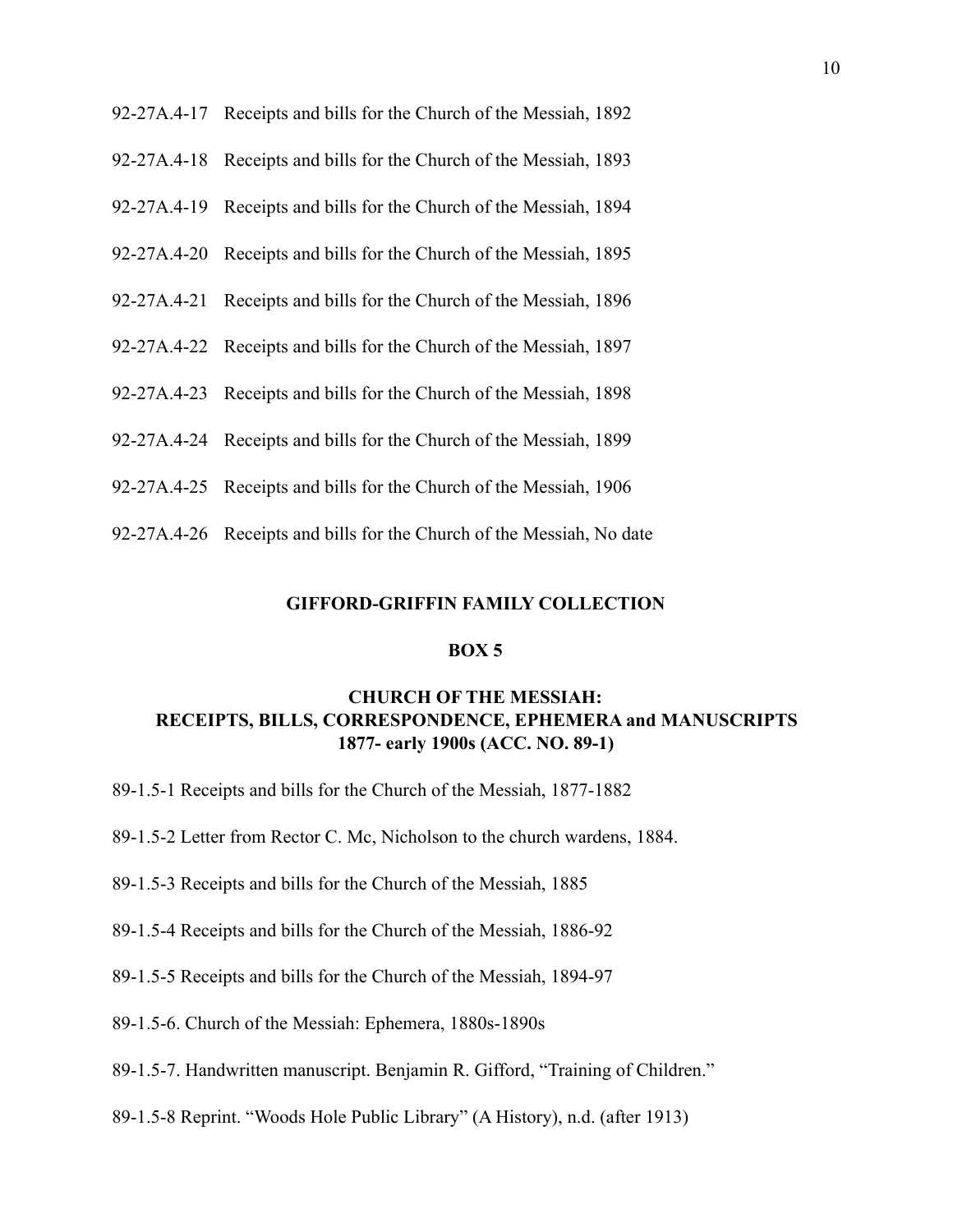92-27A.4-17 Receipts and bills for the Church of the Messiah, 1892

92-27A.4-18 Receipts and bills for the Church of the Messiah, 1893

92-27A.4-19 Receipts and bills for the Church of the Messiah, 1894

92-27A.4-20 Receipts and bills for the Church of the Messiah, 1895

92-27A.4-21 Receipts and bills for the Church of the Messiah, 1896

92-27A.4-22 Receipts and bills for the Church of the Messiah, 1897

92-27A.4-23 Receipts and bills for the Church of the Messiah, 1898

92-27A.4-24 Receipts and bills for the Church of the Messiah, 1899

92-27A.4-25 Receipts and bills for the Church of the Messiah, 1906

92-27A.4-26 Receipts and bills for the Church of the Messiah, No date

## GIFFORD-GRIFFIN FAMILY COLLECTION

## BOX 5

## CHURCH OF THE MESSIAH: RECEIPTS, BILLS, CORRESPONDENCE, EPHEMERA and MANUSCRIPTS 1877- early 1900s (ACC. NO. 89-1)

89-1.5-1 Receipts and bills for the Church of the Messiah, 1877-1882

89-1.5-2 Letter from Rector C. Mc, Nicholson to the church wardens, 1884.

89-1.5-3 Receipts and bills for the Church of the Messiah, 1885

89-1.5-4 Receipts and bills for the Church of the Messiah, 1886-92

89-1.5-5 Receipts and bills for the Church of the Messiah, 1894-97

89-1.5-6. Church of the Messiah: Ephemera, 1880s-1890s

89-1.5-7. Handwritten manuscript. Benjamin R. Gifford, "Training of Children."

89-1.5-8 Reprint. "Woods Hole Public Library" (A History), n.d. (after 1913)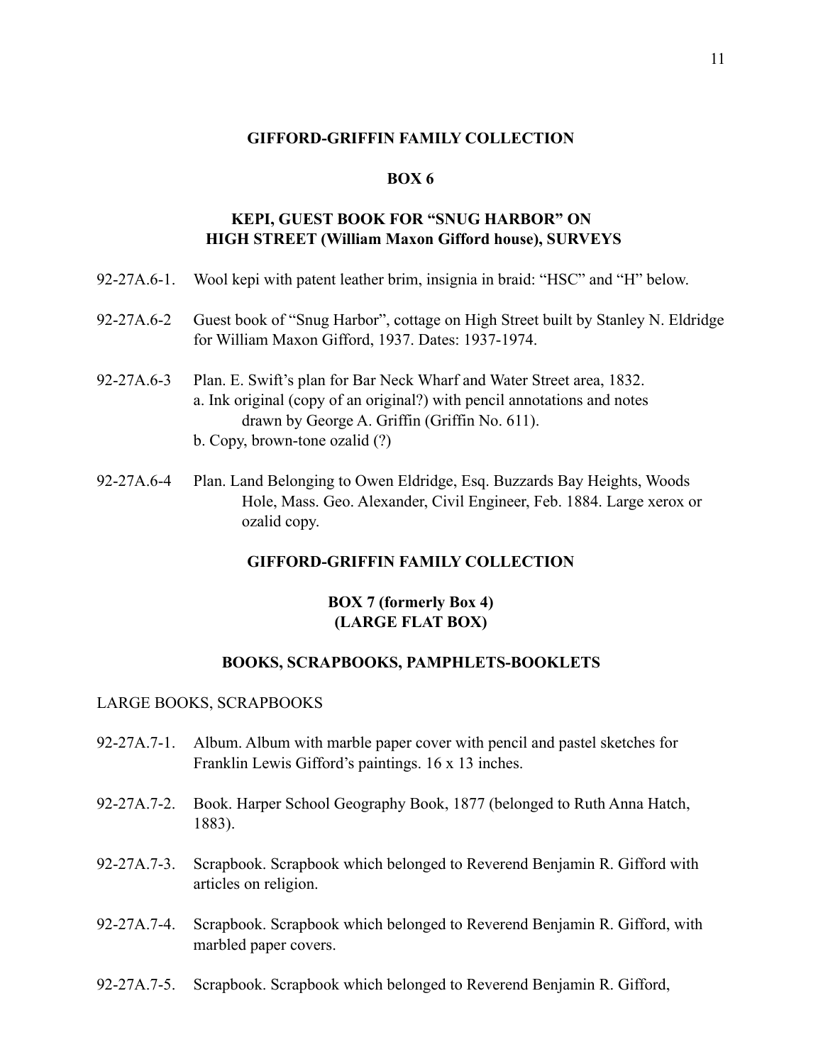## GIFFORD-GRIFFIN FAMILY COLLECTION

### BOX 6

### KEPI, GUEST BOOK FOR "SNUG HARBOR" ON HIGH STREET (William Maxon Gifford house), SURVEYS

92-27A.6-1. Wool kepi with patent leather brim, insignia in braid: "HSC" and "H" below.

92-27A.6-2 Guest book of "Snug Harbor", cottage on High Street built by Stanley N. Eldridge for William Maxon Gifford, 1937. Dates: 1937-1974.

92-27A.6-3 Plan. E. Swift's plan for Bar Neck Wharf and Water Street area, 1832.
a. Ink original (copy of an original?) with pencil annotations and notes drawn by George A. Griffin (Griffin No. 611).
b. Copy, brown-tone ozalid (?)

92-27A.6-4 Plan. Land Belonging to Owen Eldridge, Esq. Buzzards Bay Heights, Woods Hole, Mass. Geo. Alexander, Civil Engineer, Feb. 1884. Large xerox or ozalid copy.

## GIFFORD-GRIFFIN FAMILY COLLECTION

### BOX 7 (formerly Box 4) (LARGE FLAT BOX)

### BOOKS, SCRAPBOOKS, PAMPHLETS-BOOKLETS

LARGE BOOKS, SCRAPBOOKS

92-27A.7-1. Album. Album with marble paper cover with pencil and pastel sketches for Franklin Lewis Gifford's paintings. 16 x 13 inches.

92-27A.7-2. Book. Harper School Geography Book, 1877 (belonged to Ruth Anna Hatch, 1883).

92-27A.7-3. Scrapbook. Scrapbook which belonged to Reverend Benjamin R. Gifford with articles on religion.

92-27A.7-4. Scrapbook. Scrapbook which belonged to Reverend Benjamin R. Gifford, with marbled paper covers.

92-27A.7-5. Scrapbook. Scrapbook which belonged to Reverend Benjamin R. Gifford,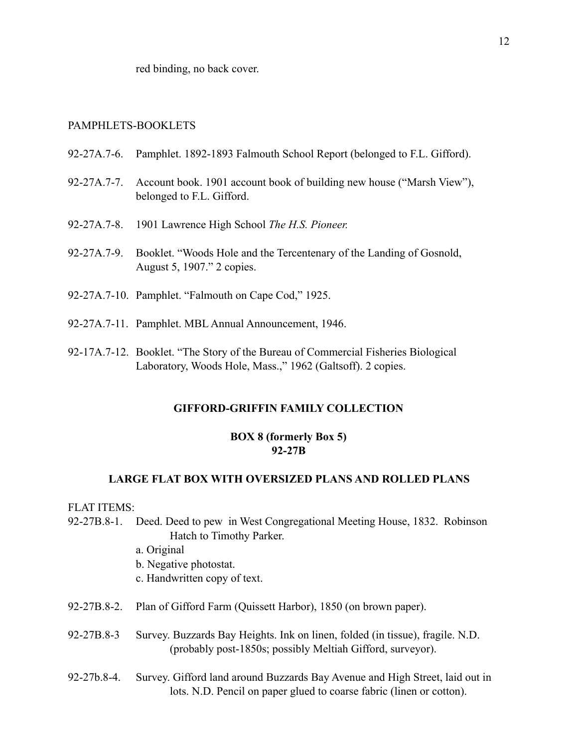red binding, no back cover.

PAMPHLETS-BOOKLETS

92-27A.7-6. Pamphlet. 1892-1893 Falmouth School Report (belonged to F.L. Gifford).

92-27A.7-7. Account book. 1901 account book of building new house ("Marsh View"), belonged to F.L. Gifford.

92-27A.7-8. 1901 Lawrence High School *The H.S. Pioneer.*

92-27A.7-9. Booklet. "Woods Hole and the Tercentenary of the Landing of Gosnold, August 5, 1907." 2 copies.

92-27A.7-10. Pamphlet. "Falmouth on Cape Cod," 1925.

92-27A.7-11. Pamphlet. MBL Annual Announcement, 1946.

92-17A.7-12. Booklet. "The Story of the Bureau of Commercial Fisheries Biological Laboratory, Woods Hole, Mass.," 1962 (Galtsoff). 2 copies.

## GIFFORD-GRIFFIN FAMILY COLLECTION

### BOX 8 (formerly Box 5)
### 92-27B

### LARGE FLAT BOX WITH OVERSIZED PLANS AND ROLLED PLANS

FLAT ITEMS:

92-27B.8-1. Deed. Deed to pew in West Congregational Meeting House, 1832. Robinson Hatch to Timothy Parker.
- a. Original
- b. Negative photostat.
- c. Handwritten copy of text.

92-27B.8-2. Plan of Gifford Farm (Quissett Harbor), 1850 (on brown paper).

92-27B.8-3 Survey. Buzzards Bay Heights. Ink on linen, folded (in tissue), fragile. N.D. (probably post-1850s; possibly Meltiah Gifford, surveyor).

92-27b.8-4. Survey. Gifford land around Buzzards Bay Avenue and High Street, laid out in lots. N.D. Pencil on paper glued to coarse fabric (linen or cotton).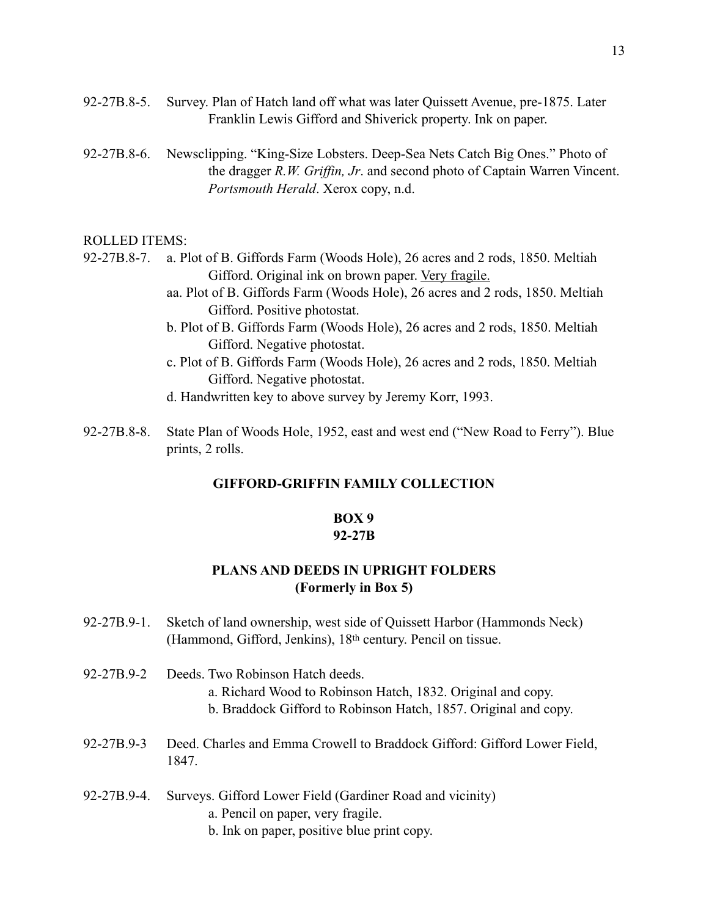92-27B.8-5. Survey. Plan of Hatch land off what was later Quissett Avenue, pre-1875. Later Franklin Lewis Gifford and Shiverick property. Ink on paper.

92-27B.8-6. Newsclipping. "King-Size Lobsters. Deep-Sea Nets Catch Big Ones." Photo of the dragger *R.W. Griffin, Jr*. and second photo of Captain Warren Vincent. *Portsmouth Herald*. Xerox copy, n.d.

ROLLED ITEMS:

92-27B.8-7. a. Plot of B. Giffords Farm (Woods Hole), 26 acres and 2 rods, 1850. Meltiah Gifford. Original ink on brown paper. <u>Very fragile.</u>
- aa. Plot of B. Giffords Farm (Woods Hole), 26 acres and 2 rods, 1850. Meltiah Gifford. Positive photostat.
- b. Plot of B. Giffords Farm (Woods Hole), 26 acres and 2 rods, 1850. Meltiah Gifford. Negative photostat.
- c. Plot of B. Giffords Farm (Woods Hole), 26 acres and 2 rods, 1850. Meltiah Gifford. Negative photostat.
- d. Handwritten key to above survey by Jeremy Korr, 1993.

92-27B.8-8. State Plan of Woods Hole, 1952, east and west end ("New Road to Ferry"). Blue prints, 2 rolls.

## GIFFORD-GRIFFIN FAMILY COLLECTION

### BOX 9
### 92-27B

### PLANS AND DEEDS IN UPRIGHT FOLDERS
### (Formerly in Box 5)

92-27B.9-1. Sketch of land ownership, west side of Quissett Harbor (Hammonds Neck) (Hammond, Gifford, Jenkins), 18th century. Pencil on tissue.

92-27B.9-2 Deeds. Two Robinson Hatch deeds.
- a. Richard Wood to Robinson Hatch, 1832. Original and copy.
- b. Braddock Gifford to Robinson Hatch, 1857. Original and copy.

92-27B.9-3 Deed. Charles and Emma Crowell to Braddock Gifford: Gifford Lower Field, 1847.

92-27B.9-4. Surveys. Gifford Lower Field (Gardiner Road and vicinity)
- a. Pencil on paper, very fragile.
- b. Ink on paper, positive blue print copy.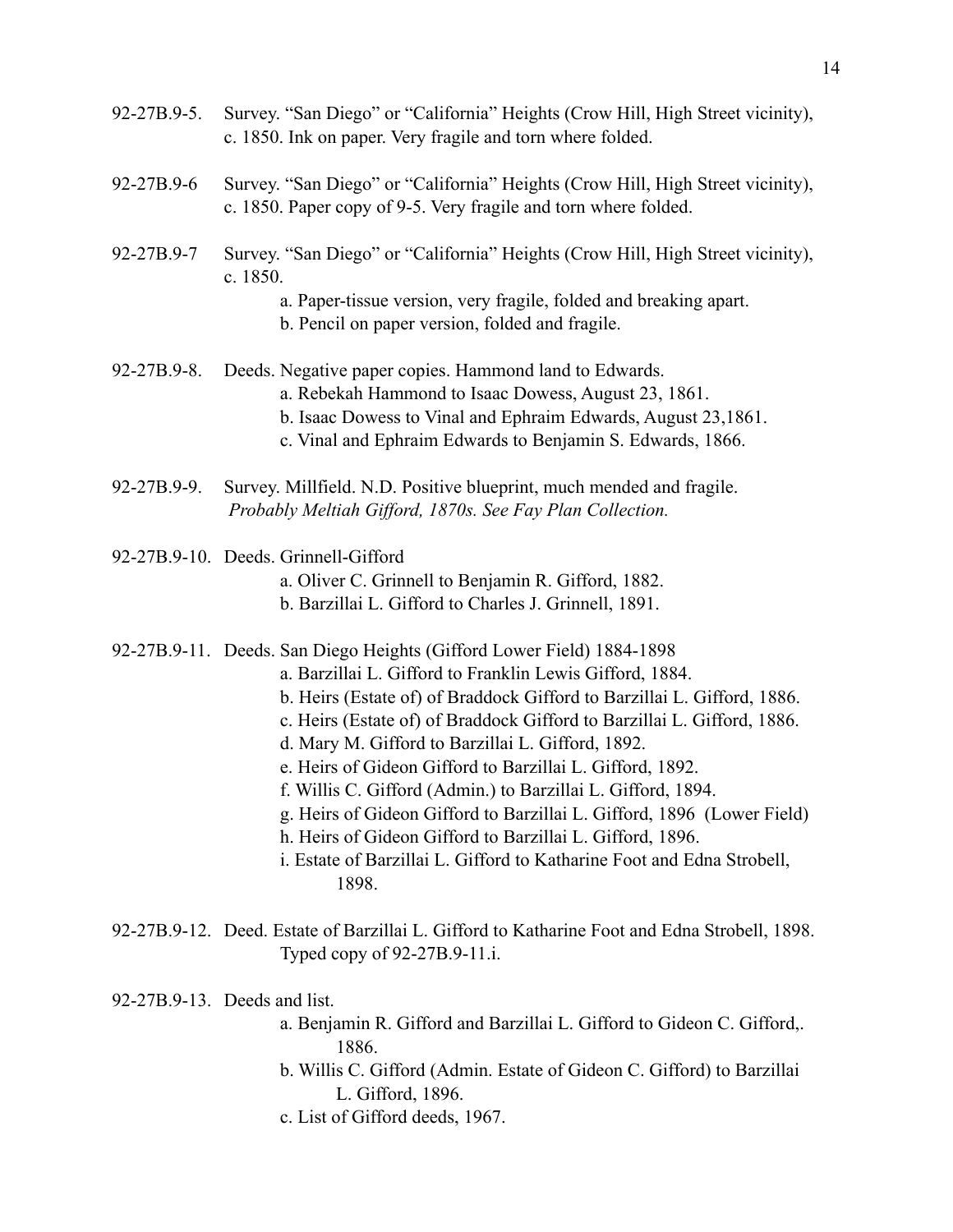92-27B.9-5. Survey. "San Diego" or "California" Heights (Crow Hill, High Street vicinity), c. 1850. Ink on paper. Very fragile and torn where folded.

92-27B.9-6 Survey. "San Diego" or "California" Heights (Crow Hill, High Street vicinity), c. 1850. Paper copy of 9-5. Very fragile and torn where folded.

92-27B.9-7 Survey. "San Diego" or "California" Heights (Crow Hill, High Street vicinity), c. 1850.

- a. Paper-tissue version, very fragile, folded and breaking apart.
- b. Pencil on paper version, folded and fragile.

92-27B.9-8. Deeds. Negative paper copies. Hammond land to Edwards.

- a. Rebekah Hammond to Isaac Dowess, August 23, 1861.
- b. Isaac Dowess to Vinal and Ephraim Edwards, August 23,1861.
- c. Vinal and Ephraim Edwards to Benjamin S. Edwards, 1866.

92-27B.9-9. Survey. Millfield. N.D. Positive blueprint, much mended and fragile. *Probably Meltiah Gifford, 1870s. See Fay Plan Collection.*

92-27B.9-10. Deeds. Grinnell-Gifford

- a. Oliver C. Grinnell to Benjamin R. Gifford, 1882.
- b. Barzillai L. Gifford to Charles J. Grinnell, 1891.

92-27B.9-11. Deeds. San Diego Heights (Gifford Lower Field) 1884-1898

- a. Barzillai L. Gifford to Franklin Lewis Gifford, 1884.
- b. Heirs (Estate of) of Braddock Gifford to Barzillai L. Gifford, 1886.
- c. Heirs (Estate of) of Braddock Gifford to Barzillai L. Gifford, 1886.
- d. Mary M. Gifford to Barzillai L. Gifford, 1892.
- e. Heirs of Gideon Gifford to Barzillai L. Gifford, 1892.
- f. Willis C. Gifford (Admin.) to Barzillai L. Gifford, 1894.
- g. Heirs of Gideon Gifford to Barzillai L. Gifford, 1896 (Lower Field)
- h. Heirs of Gideon Gifford to Barzillai L. Gifford, 1896.
- i. Estate of Barzillai L. Gifford to Katharine Foot and Edna Strobell, 1898.

92-27B.9-12. Deed. Estate of Barzillai L. Gifford to Katharine Foot and Edna Strobell, 1898. Typed copy of 92-27B.9-11.i.

92-27B.9-13. Deeds and list.

- a. Benjamin R. Gifford and Barzillai L. Gifford to Gideon C. Gifford,. 1886.
- b. Willis C. Gifford (Admin. Estate of Gideon C. Gifford) to Barzillai L. Gifford, 1896.
- c. List of Gifford deeds, 1967.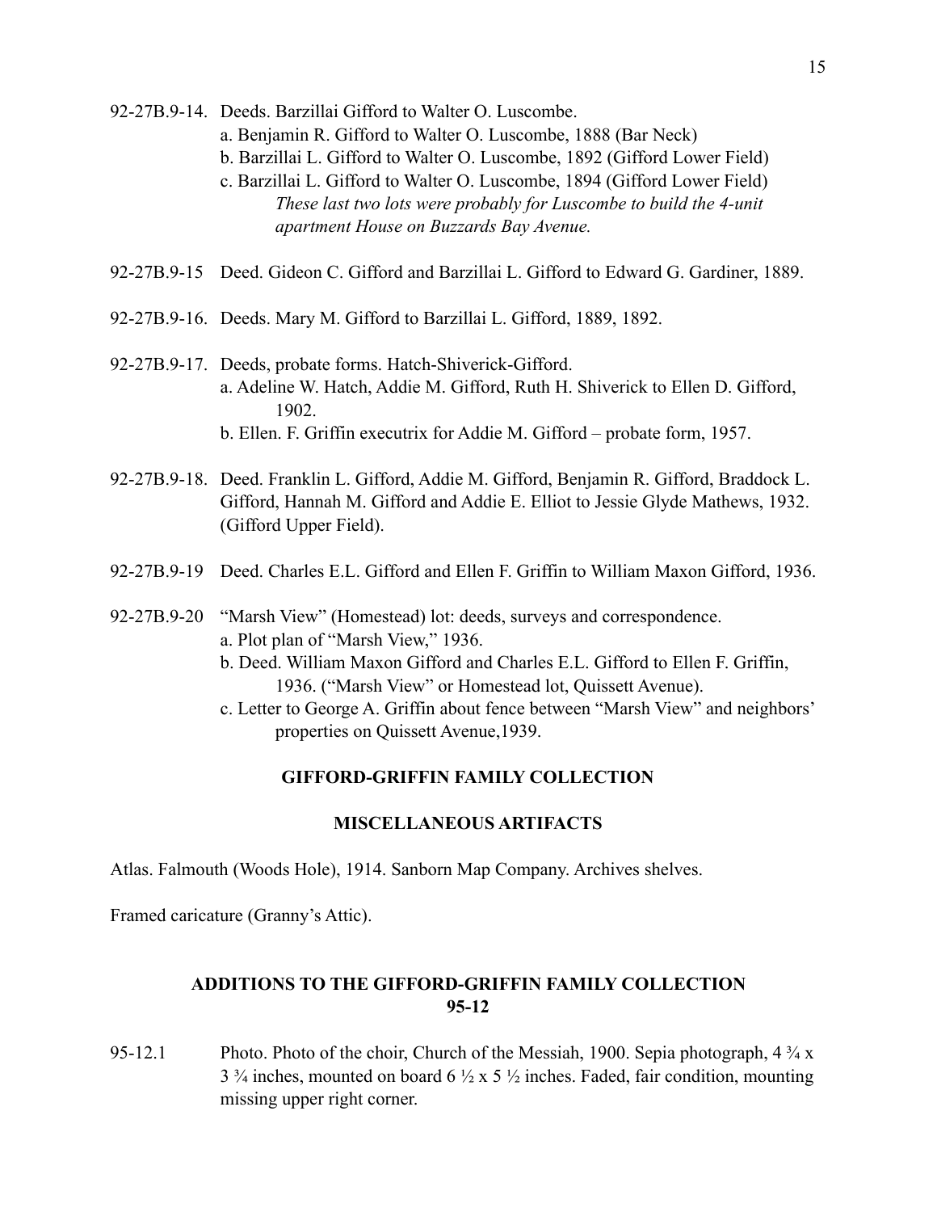92-27B.9-14. Deeds. Barzillai Gifford to Walter O. Luscombe.

- a. Benjamin R. Gifford to Walter O. Luscombe, 1888 (Bar Neck)
- b. Barzillai L. Gifford to Walter O. Luscombe, 1892 (Gifford Lower Field)
- c. Barzillai L. Gifford to Walter O. Luscombe, 1894 (Gifford Lower Field)
  *These last two lots were probably for Luscombe to build the 4-unit apartment House on Buzzards Bay Avenue.*

92-27B.9-15 Deed. Gideon C. Gifford and Barzillai L. Gifford to Edward G. Gardiner, 1889.

92-27B.9-16. Deeds. Mary M. Gifford to Barzillai L. Gifford, 1889, 1892.

92-27B.9-17. Deeds, probate forms. Hatch-Shiverick-Gifford.

- a. Adeline W. Hatch, Addie M. Gifford, Ruth H. Shiverick to Ellen D. Gifford, 1902.
- b. Ellen. F. Griffin executrix for Addie M. Gifford – probate form, 1957.

92-27B.9-18. Deed. Franklin L. Gifford, Addie M. Gifford, Benjamin R. Gifford, Braddock L. Gifford, Hannah M. Gifford and Addie E. Elliot to Jessie Glyde Mathews, 1932. (Gifford Upper Field).

92-27B.9-19 Deed. Charles E.L. Gifford and Ellen F. Griffin to William Maxon Gifford, 1936.

92-27B.9-20 "Marsh View" (Homestead) lot: deeds, surveys and correspondence.

- a. Plot plan of "Marsh View," 1936.
- b. Deed. William Maxon Gifford and Charles E.L. Gifford to Ellen F. Griffin, 1936. ("Marsh View" or Homestead lot, Quissett Avenue).
- c. Letter to George A. Griffin about fence between "Marsh View" and neighbors' properties on Quissett Avenue,1939.

## GIFFORD-GRIFFIN FAMILY COLLECTION

## MISCELLANEOUS ARTIFACTS

Atlas. Falmouth (Woods Hole), 1914. Sanborn Map Company. Archives shelves.

Framed caricature (Granny's Attic).

## ADDITIONS TO THE GIFFORD-GRIFFIN FAMILY COLLECTION 95-12

95-12.1 Photo. Photo of the choir, Church of the Messiah, 1900. Sepia photograph, 4 ¾ x 3 ¾ inches, mounted on board 6 ½ x 5 ½ inches. Faded, fair condition, mounting missing upper right corner.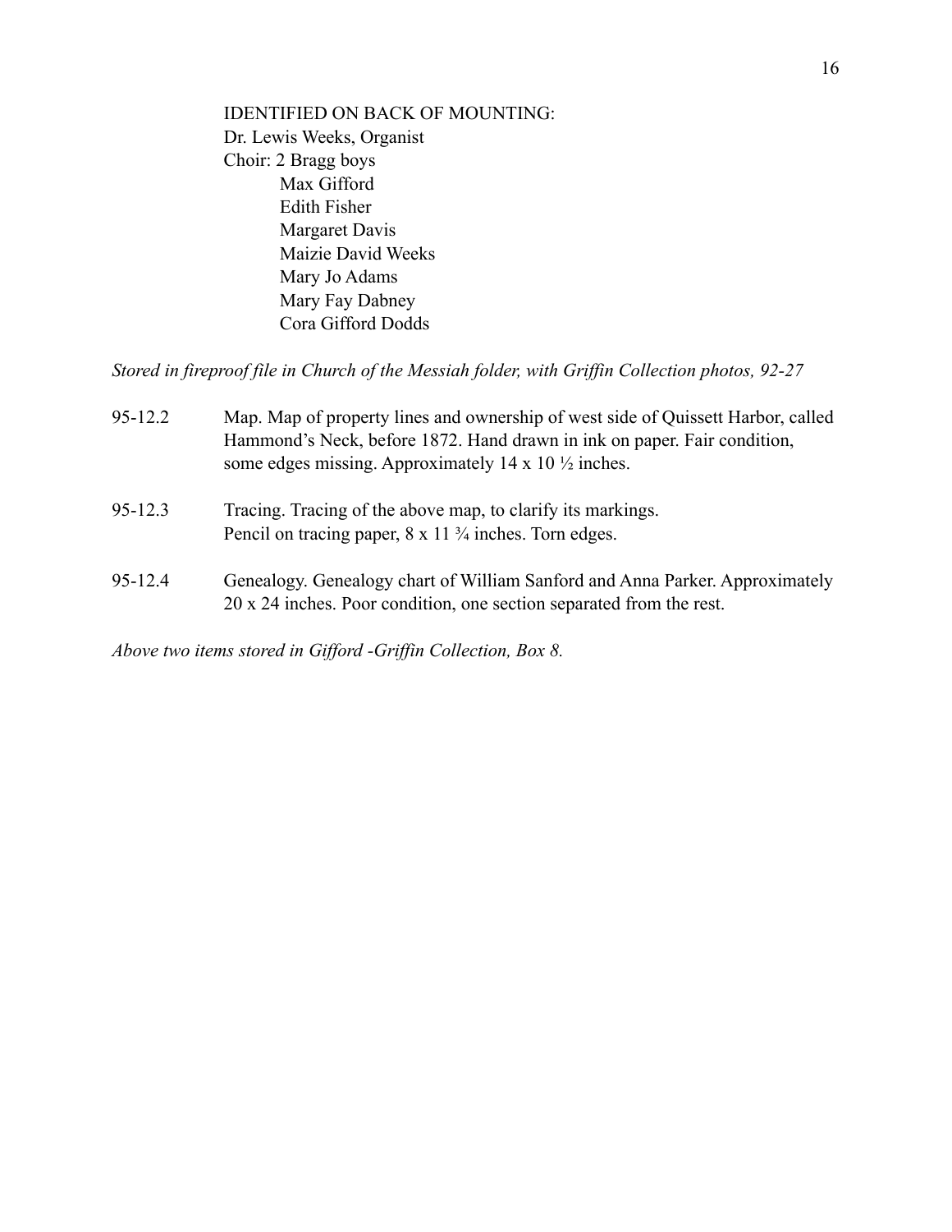IDENTIFIED ON BACK OF MOUNTING:
Dr. Lewis Weeks, Organist
Choir: 2 Bragg boys
Max Gifford
Edith Fisher
Margaret Davis
Maizie David Weeks
Mary Jo Adams
Mary Fay Dabney
Cora Gifford Dodds

*Stored in fireproof file in Church of the Messiah folder, with Griffin Collection photos, 92-27*

95-12.2 Map. Map of property lines and ownership of west side of Quissett Harbor, called Hammond's Neck, before 1872. Hand drawn in ink on paper. Fair condition, some edges missing. Approximately 14 x 10 ½ inches.

95-12.3 Tracing. Tracing of the above map, to clarify its markings. Pencil on tracing paper, 8 x 11 ¾ inches. Torn edges.

95-12.4 Genealogy. Genealogy chart of William Sanford and Anna Parker. Approximately 20 x 24 inches. Poor condition, one section separated from the rest.

*Above two items stored in Gifford -Griffin Collection, Box 8.*